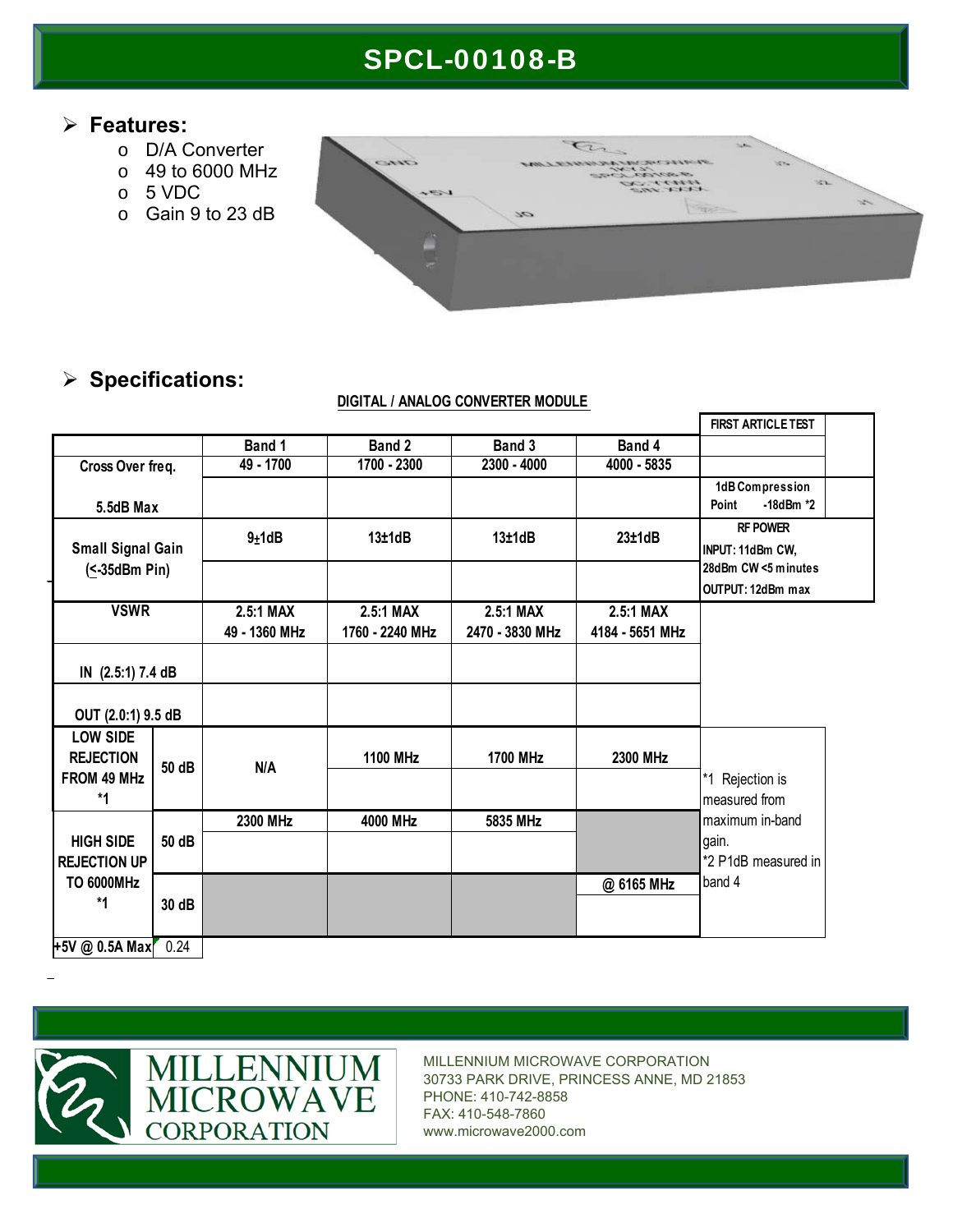# SPCL-00108-B

## Features:

- D/A Converter
- 49 to 6000 MHz
- 5 VDC
- Gain 9 to 23 dB

## Specifications:

**DIGITAL / ANALOG CONVERTER MODULE**

| | | Band 1 | Band 2 | Band 3 | Band 4 | FIRST ARTICLE TEST |
|---|---|---|---|---|---|---|
| Cross Over freq. | | 49 - 1700 | 1700 - 2300 | 2300 - 4000 | 4000 - 5835 | |
| 5.5dB Max | | | | | | 1dB Compression Point -18dBm *2 |
| Small Signal Gain (<-35dBm Pin) | | 9±1dB | 13±1dB | 13±1dB | 23±1dB | RF POWER INPUT: 11dBm CW, 28dBm CW <5 minutes OUTPUT: 12dBm max |
| VSWR | | 2.5:1 MAX 49 - 1360 MHz | 2.5:1 MAX 1760 - 2240 MHz | 2.5:1 MAX 2470 - 3830 MHz | 2.5:1 MAX 4184 - 5651 MHz | |
| IN (2.5:1) 7.4 dB | | | | | | |
| OUT (2.0:1) 9.5 dB | | | | | | |
| LOW SIDE REJECTION FROM 49 MHz *1 | 50 dB | N/A | 1100 MHz | 1700 MHz | 2300 MHz | *1 Rejection is measured from maximum in-band gain. *2 P1dB measured in band 4 |
| HIGH SIDE REJECTION UP TO 6000MHz *1 | 50 dB | 2300 MHz | 4000 MHz | 5835 MHz | | |
| | 30 dB | | | | @ 6165 MHz | |
| +5V @ 0.5A Max | 0.24 | | | | | |

MILLENNIUM MICROWAVE CORPORATION
30733 PARK DRIVE, PRINCESS ANNE, MD 21853
PHONE: 410-742-8858
FAX: 410-548-7860
www.microwave2000.com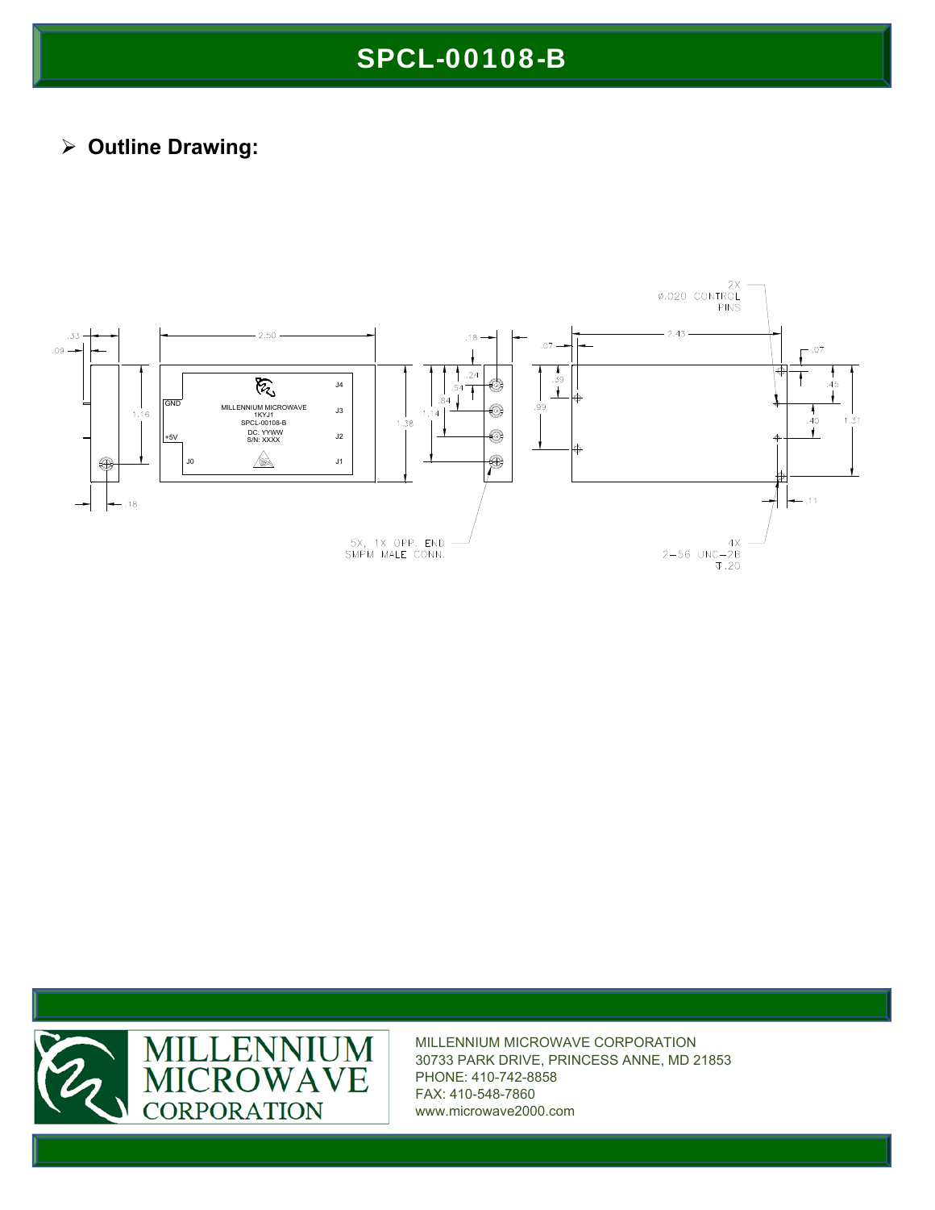# SPCL-00108-B

## ➢ Outline Drawing:

.33
.09
2.50
.18
.07
2.43
2X
⌀.020 CONTROL
PINS
.07
.24
.54
.84
1.14
.39
.99
.45
.40
1.31
1.16
1.38
GND
MILLENNIUM MICROWAVE
1KYJ1
SPCL-00108-B
DC: YYWW
S/N: XXXX
+5V
J0
J1
J2
J3
J4
.18
.11
5X, 1X OPP. END
SMPM MALE CONN.
4X
2–56 UNC–2B
↧.20

MILLENNIUM MICROWAVE CORPORATION
30733 PARK DRIVE, PRINCESS ANNE, MD 21853
PHONE: 410-742-8858
FAX: 410-548-7860
www.microwave2000.com